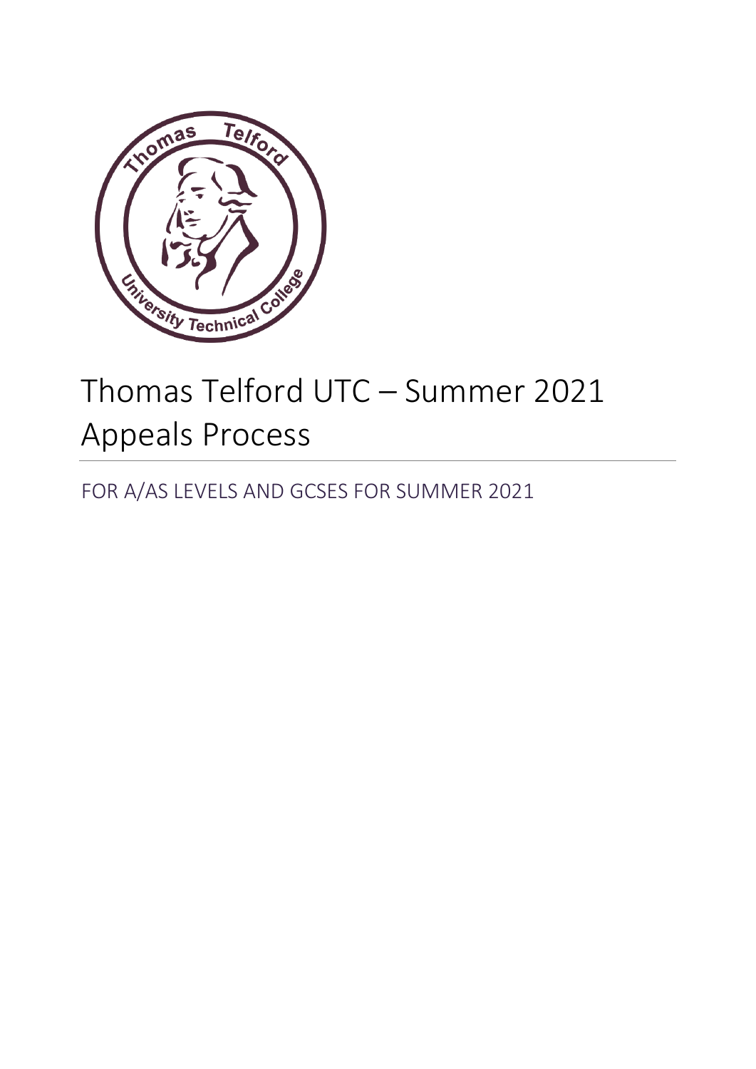# Thomas Telford UTC – Summer 2021 Appeals Process

## FOR A/AS LEVELS AND GCSES FOR SUMMER 2021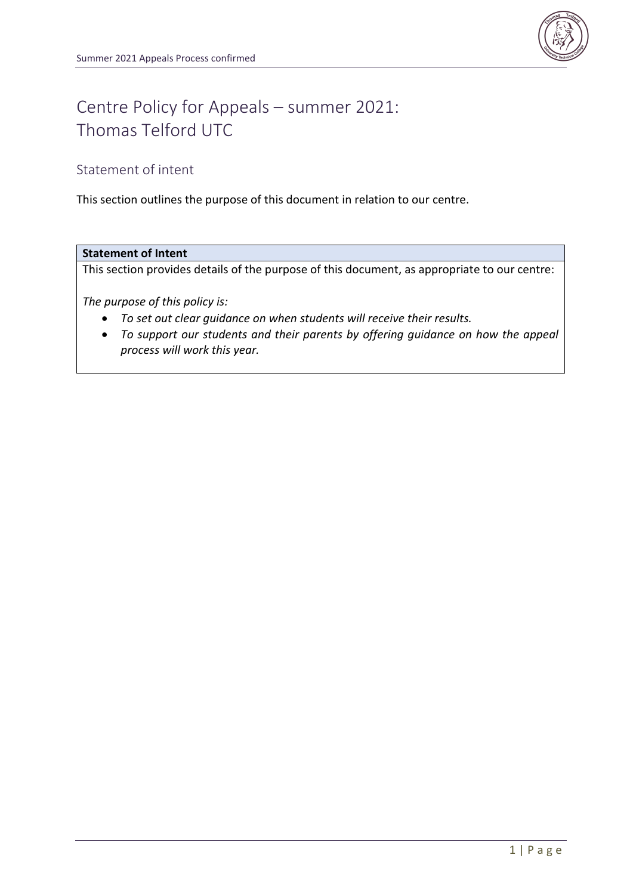# Centre Policy for Appeals – summer 2021: Thomas Telford UTC

## Statement of intent

This section outlines the purpose of this document in relation to our centre.

| **Statement of Intent** |
| --- |
| This section provides details of the purpose of this document, as appropriate to our centre:<br><br>*The purpose of this policy is:*<br>• *To set out clear guidance on when students will receive their results.*<br>• *To support our students and their parents by offering guidance on how the appeal process will work this year.* |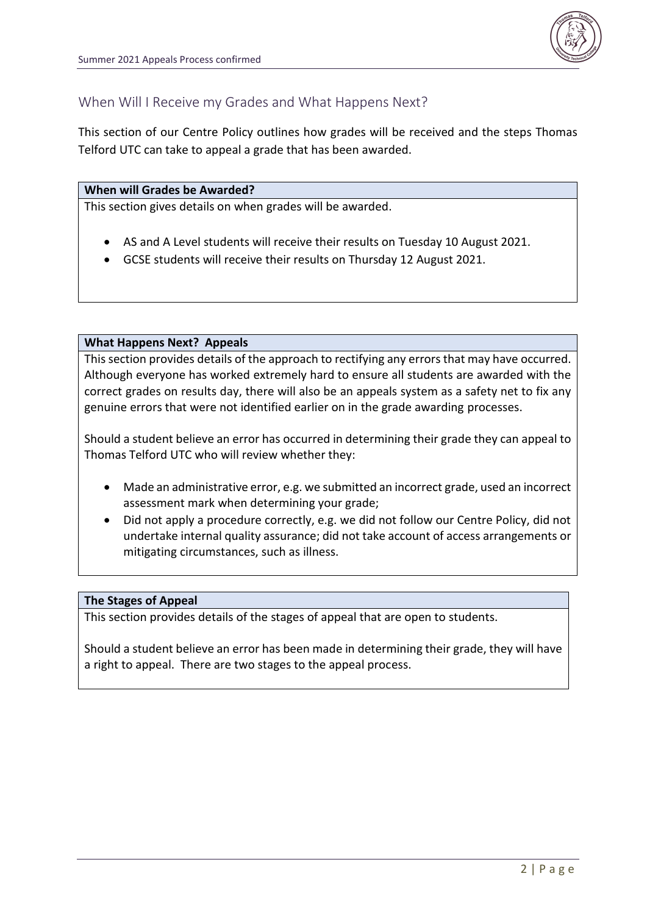## When Will I Receive my Grades and What Happens Next?

This section of our Centre Policy outlines how grades will be received and the steps Thomas Telford UTC can take to appeal a grade that has been awarded.

### When will Grades be Awarded?

This section gives details on when grades will be awarded.

- AS and A Level students will receive their results on Tuesday 10 August 2021.
- GCSE students will receive their results on Thursday 12 August 2021.

### What Happens Next? Appeals

This section provides details of the approach to rectifying any errors that may have occurred. Although everyone has worked extremely hard to ensure all students are awarded with the correct grades on results day, there will also be an appeals system as a safety net to fix any genuine errors that were not identified earlier on in the grade awarding processes.

Should a student believe an error has occurred in determining their grade they can appeal to Thomas Telford UTC who will review whether they:

- Made an administrative error, e.g. we submitted an incorrect grade, used an incorrect assessment mark when determining your grade;
- Did not apply a procedure correctly, e.g. we did not follow our Centre Policy, did not undertake internal quality assurance; did not take account of access arrangements or mitigating circumstances, such as illness.

### The Stages of Appeal

This section provides details of the stages of appeal that are open to students.

Should a student believe an error has been made in determining their grade, they will have a right to appeal. There are two stages to the appeal process.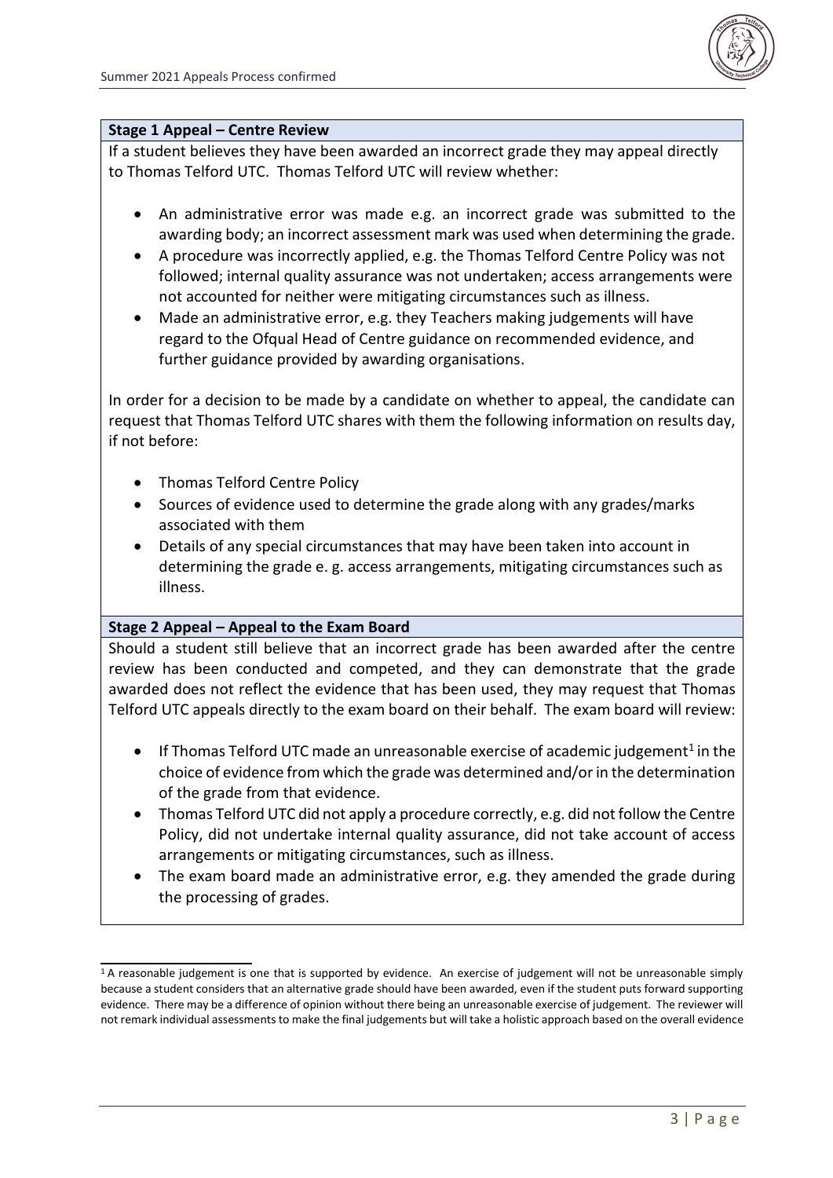### Stage 1 Appeal – Centre Review

If a student believes they have been awarded an incorrect grade they may appeal directly to Thomas Telford UTC. Thomas Telford UTC will review whether:

- An administrative error was made e.g. an incorrect grade was submitted to the awarding body; an incorrect assessment mark was used when determining the grade.
- A procedure was incorrectly applied, e.g. the Thomas Telford Centre Policy was not followed; internal quality assurance was not undertaken; access arrangements were not accounted for neither were mitigating circumstances such as illness.
- Made an administrative error, e.g. they Teachers making judgements will have regard to the Ofqual Head of Centre guidance on recommended evidence, and further guidance provided by awarding organisations.

In order for a decision to be made by a candidate on whether to appeal, the candidate can request that Thomas Telford UTC shares with them the following information on results day, if not before:

- Thomas Telford Centre Policy
- Sources of evidence used to determine the grade along with any grades/marks associated with them
- Details of any special circumstances that may have been taken into account in determining the grade e. g. access arrangements, mitigating circumstances such as illness.

### Stage 2 Appeal – Appeal to the Exam Board

Should a student still believe that an incorrect grade has been awarded after the centre review has been conducted and competed, and they can demonstrate that the grade awarded does not reflect the evidence that has been used, they may request that Thomas Telford UTC appeals directly to the exam board on their behalf. The exam board will review:

- If Thomas Telford UTC made an unreasonable exercise of academic judgement[1] in the choice of evidence from which the grade was determined and/or in the determination of the grade from that evidence.
- Thomas Telford UTC did not apply a procedure correctly, e.g. did not follow the Centre Policy, did not undertake internal quality assurance, did not take account of access arrangements or mitigating circumstances, such as illness.
- The exam board made an administrative error, e.g. they amended the grade during the processing of grades.

[1] A reasonable judgement is one that is supported by evidence. An exercise of judgement will not be unreasonable simply because a student considers that an alternative grade should have been awarded, even if the student puts forward supporting evidence. There may be a difference of opinion without there being an unreasonable exercise of judgement. The reviewer will not remark individual assessments to make the final judgements but will take a holistic approach based on the overall evidence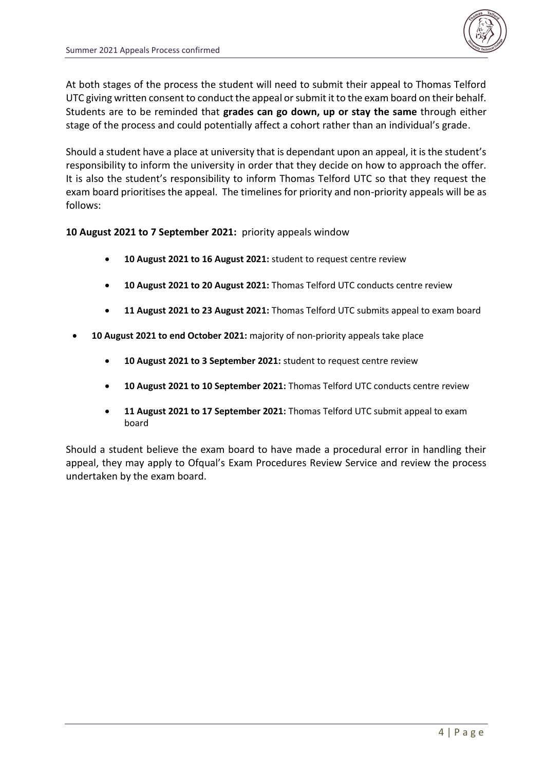At both stages of the process the student will need to submit their appeal to Thomas Telford UTC giving written consent to conduct the appeal or submit it to the exam board on their behalf. Students are to be reminded that **grades can go down, up or stay the same** through either stage of the process and could potentially affect a cohort rather than an individual's grade.

Should a student have a place at university that is dependant upon an appeal, it is the student's responsibility to inform the university in order that they decide on how to approach the offer. It is also the student's responsibility to inform Thomas Telford UTC so that they request the exam board prioritises the appeal. The timelines for priority and non-priority appeals will be as follows:

**10 August 2021 to 7 September 2021:** priority appeals window

- **10 August 2021 to 16 August 2021:** student to request centre review
- **10 August 2021 to 20 August 2021:** Thomas Telford UTC conducts centre review
- **11 August 2021 to 23 August 2021:** Thomas Telford UTC submits appeal to exam board

- **10 August 2021 to end October 2021:** majority of non-priority appeals take place
  - **10 August 2021 to 3 September 2021:** student to request centre review
  - **10 August 2021 to 10 September 2021:** Thomas Telford UTC conducts centre review
  - **11 August 2021 to 17 September 2021:** Thomas Telford UTC submit appeal to exam board

Should a student believe the exam board to have made a procedural error in handling their appeal, they may apply to Ofqual's Exam Procedures Review Service and review the process undertaken by the exam board.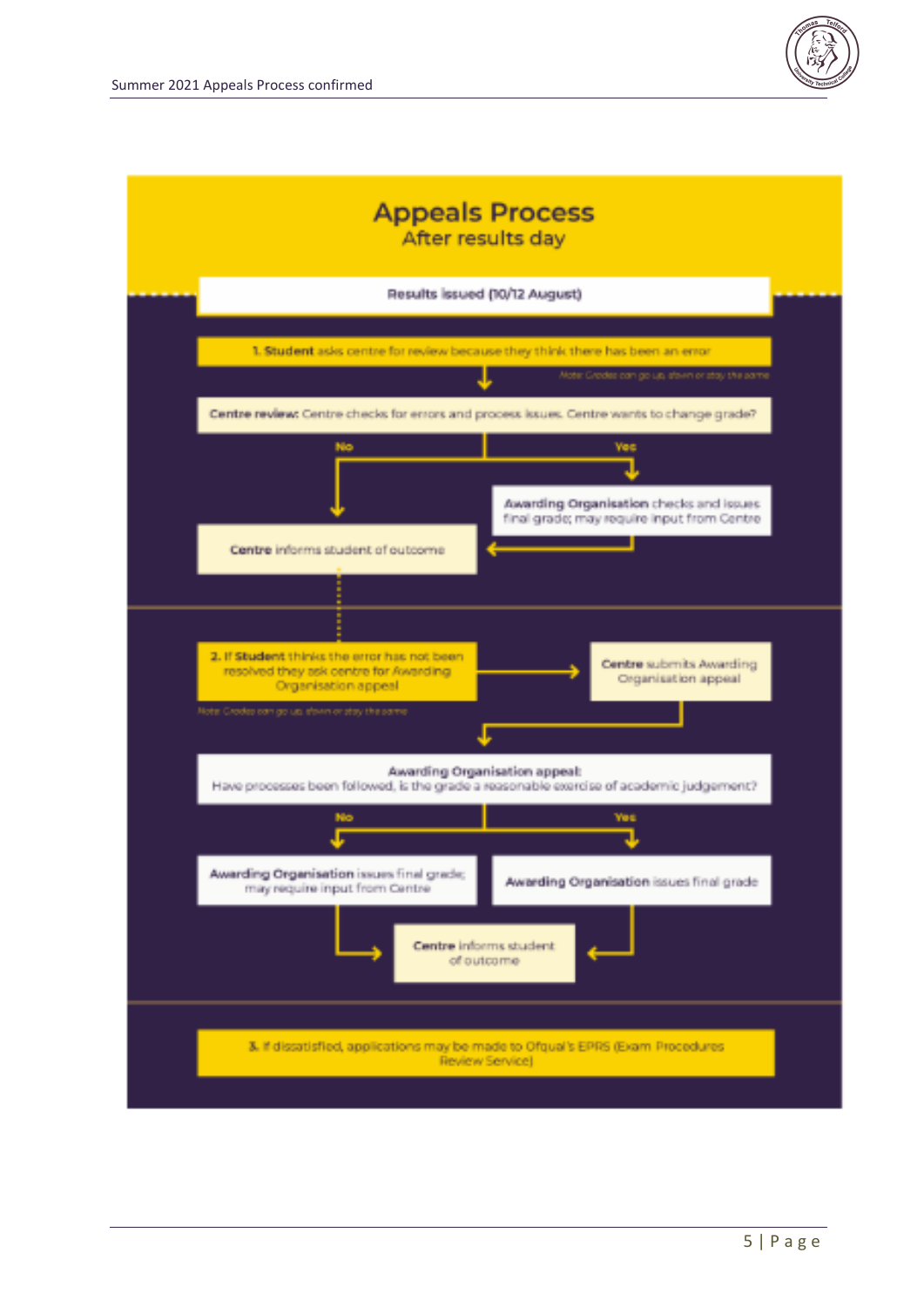# Appeals Process

## After results day

Results issued (10/12 August)

**1. Student** asks centre for review because they think there has been an error

*Note: Grades can go up, down or stay the same*

**Centre review:** Centre checks for errors and process issues. Centre wants to change grade?

No → **Centre** informs student of outcome

Yes → **Awarding Organisation** checks and issues final grade; may require input from Centre → **Centre** informs student of outcome

**2. If Student** thinks the error has not been resolved they ask centre for Awarding Organisation appeal → **Centre** submits Awarding Organisation appeal

*Note: Grades can go up, down or stay the same*

**Awarding Organisation appeal:**
Have processes been followed, is the grade a reasonable exercise of academic judgement?

No → **Awarding Organisation** issues final grade; may require input from Centre → **Centre** informs student of outcome

Yes → **Awarding Organisation** issues final grade → **Centre** informs student of outcome

3. If dissatisfied, applications may be made to Ofqual's EPRS (Exam Procedures Review Service)